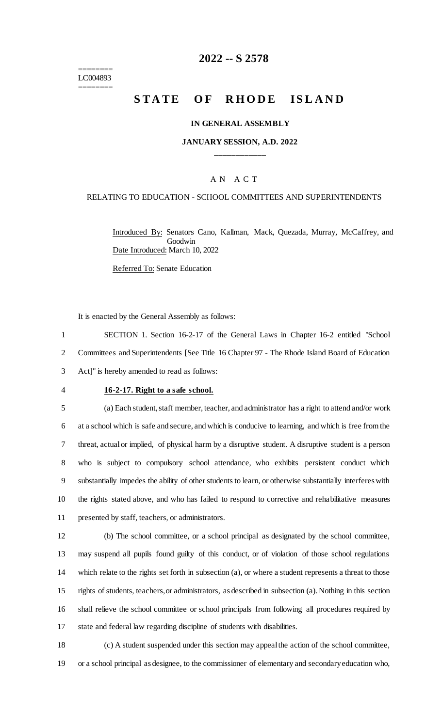========
LC004893
========

# 2022 -- S 2578

# STATE OF RHODE ISLAND

## IN GENERAL ASSEMBLY

### JANUARY SESSION, A.D. 2022

____________

A N A C T

RELATING TO EDUCATION - SCHOOL COMMITTEES AND SUPERINTENDENTS

Introduced By: Senators Cano, Kallman, Mack, Quezada, Murray, McCaffrey, and Goodwin

Date Introduced: March 10, 2022

Referred To: Senate Education

It is enacted by the General Assembly as follows:

1 SECTION 1. Section 16-2-17 of the General Laws in Chapter 16-2 entitled "School
2 Committees and Superintendents [See Title 16 Chapter 97 - The Rhode Island Board of Education
3 Act]" is hereby amended to read as follows:

4 **16-2-17. Right to a safe school.**

5 (a) Each student, staff member, teacher, and administrator has a right to attend and/or work
6 at a school which is safe and secure, and which is conducive to learning, and which is free from the
7 threat, actual or implied, of physical harm by a disruptive student. A disruptive student is a person
8 who is subject to compulsory school attendance, who exhibits persistent conduct which
9 substantially impedes the ability of other students to learn, or otherwise substantially interferes with
10 the rights stated above, and who has failed to respond to corrective and rehabilitative measures
11 presented by staff, teachers, or administrators.

12 (b) The school committee, or a school principal as designated by the school committee,
13 may suspend all pupils found guilty of this conduct, or of violation of those school regulations
14 which relate to the rights set forth in subsection (a), or where a student represents a threat to those
15 rights of students, teachers, or administrators, as described in subsection (a). Nothing in this section
16 shall relieve the school committee or school principals from following all procedures required by
17 state and federal law regarding discipline of students with disabilities.

18 (c) A student suspended under this section may appeal the action of the school committee,
19 or a school principal as designee, to the commissioner of elementary and secondary education who,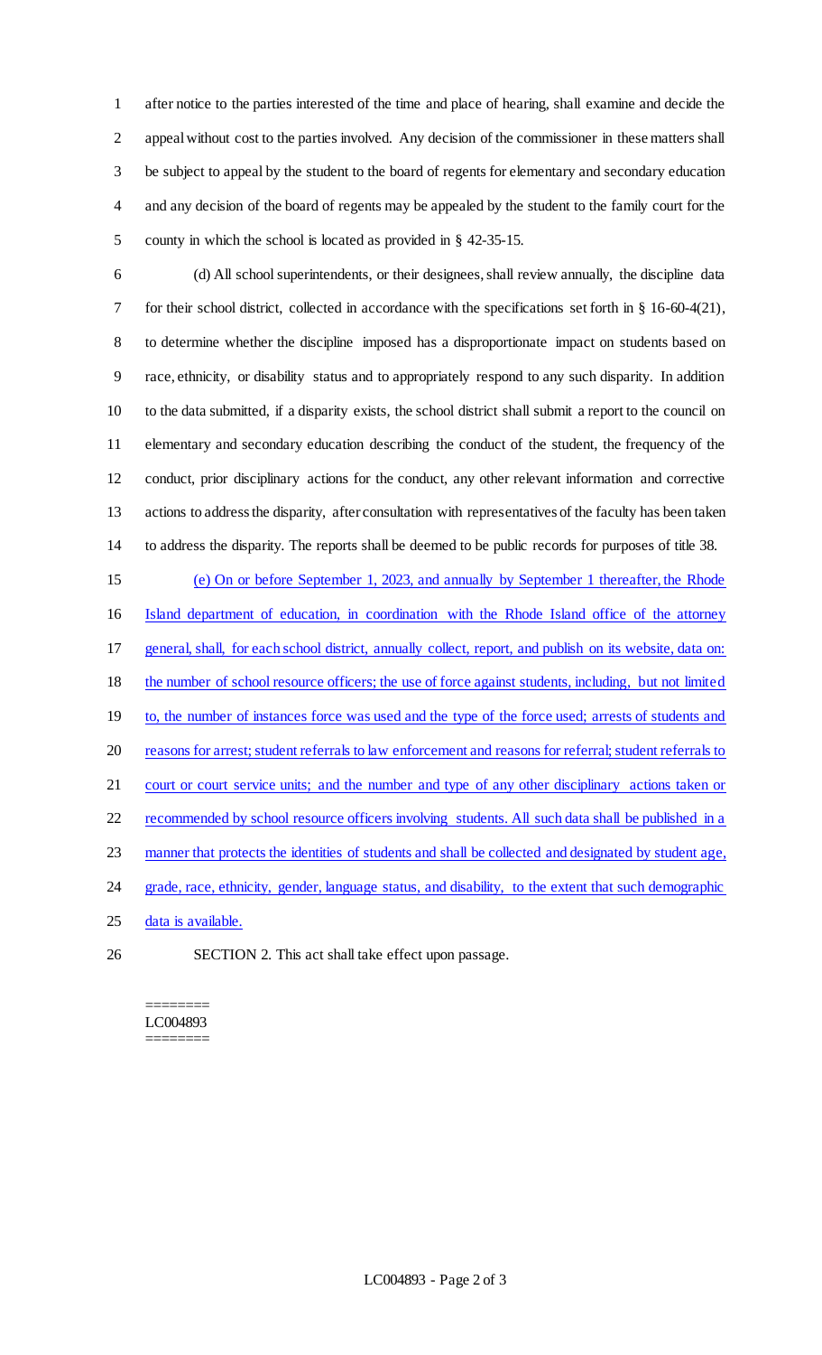after notice to the parties interested of the time and place of hearing, shall examine and decide the appeal without cost to the parties involved. Any decision of the commissioner in these matters shall be subject to appeal by the student to the board of regents for elementary and secondary education and any decision of the board of regents may be appealed by the student to the family court for the county in which the school is located as provided in § 42-35-15.

(d) All school superintendents, or their designees, shall review annually, the discipline data for their school district, collected in accordance with the specifications set forth in § 16-60-4(21), to determine whether the discipline imposed has a disproportionate impact on students based on race, ethnicity, or disability status and to appropriately respond to any such disparity. In addition to the data submitted, if a disparity exists, the school district shall submit a report to the council on elementary and secondary education describing the conduct of the student, the frequency of the conduct, prior disciplinary actions for the conduct, any other relevant information and corrective actions to address the disparity, after consultation with representatives of the faculty has been taken to address the disparity. The reports shall be deemed to be public records for purposes of title 38.

(e) On or before September 1, 2023, and annually by September 1 thereafter, the Rhode Island department of education, in coordination with the Rhode Island office of the attorney general, shall, for each school district, annually collect, report, and publish on its website, data on: the number of school resource officers; the use of force against students, including, but not limited to, the number of instances force was used and the type of the force used; arrests of students and reasons for arrest; student referrals to law enforcement and reasons for referral; student referrals to court or court service units; and the number and type of any other disciplinary actions taken or recommended by school resource officers involving students. All such data shall be published in a manner that protects the identities of students and shall be collected and designated by student age, grade, race, ethnicity, gender, language status, and disability, to the extent that such demographic data is available.

SECTION 2. This act shall take effect upon passage.

========
LC004893
========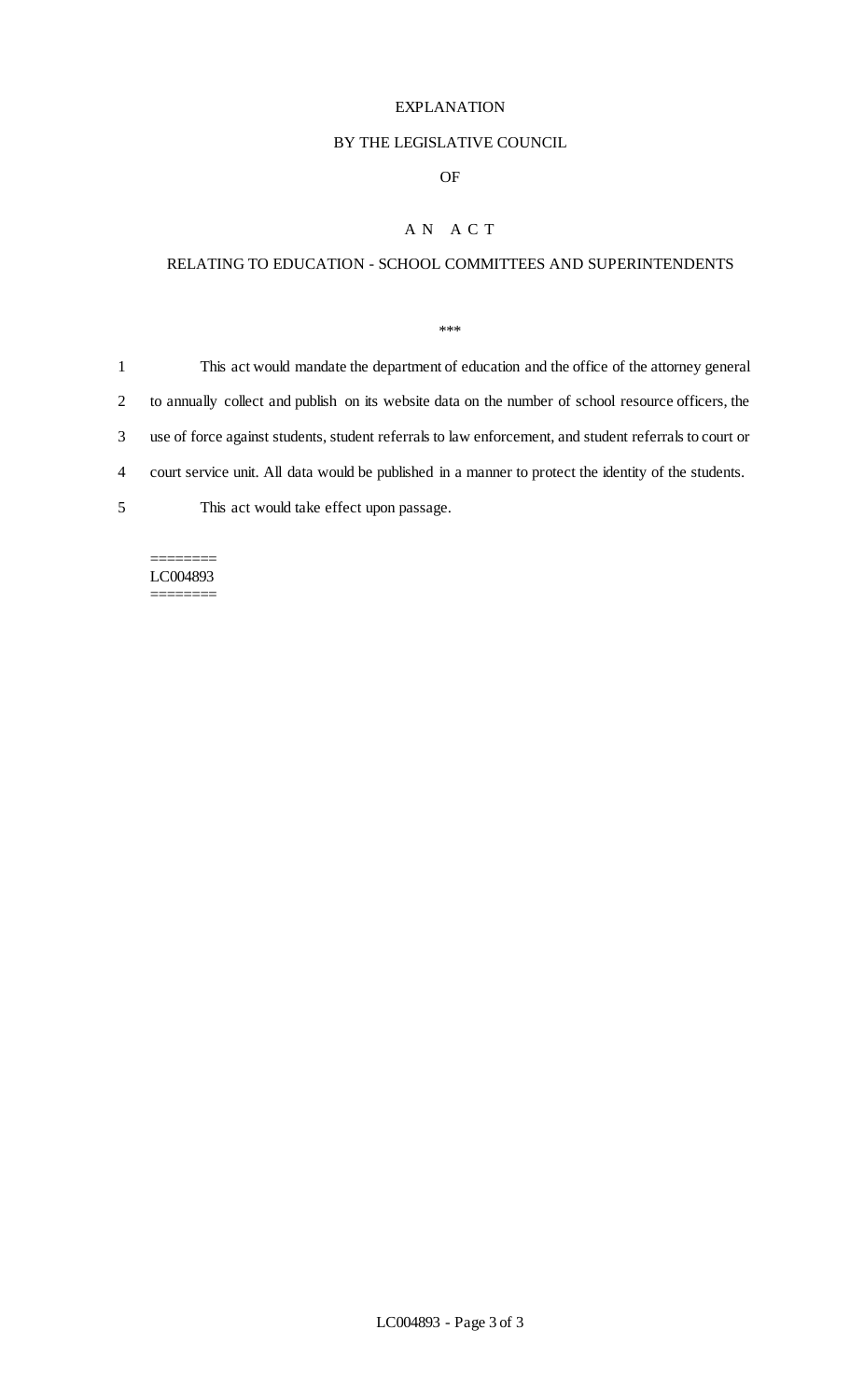EXPLANATION

BY THE LEGISLATIVE COUNCIL

OF

A N A C T

RELATING TO EDUCATION - SCHOOL COMMITTEES AND SUPERINTENDENTS

\*\*\*

This act would mandate the department of education and the office of the attorney general to annually collect and publish on its website data on the number of school resource officers, the use of force against students, student referrals to law enforcement, and student referrals to court or court service unit. All data would be published in a manner to protect the identity of the students.

This act would take effect upon passage.

========
LC004893
========